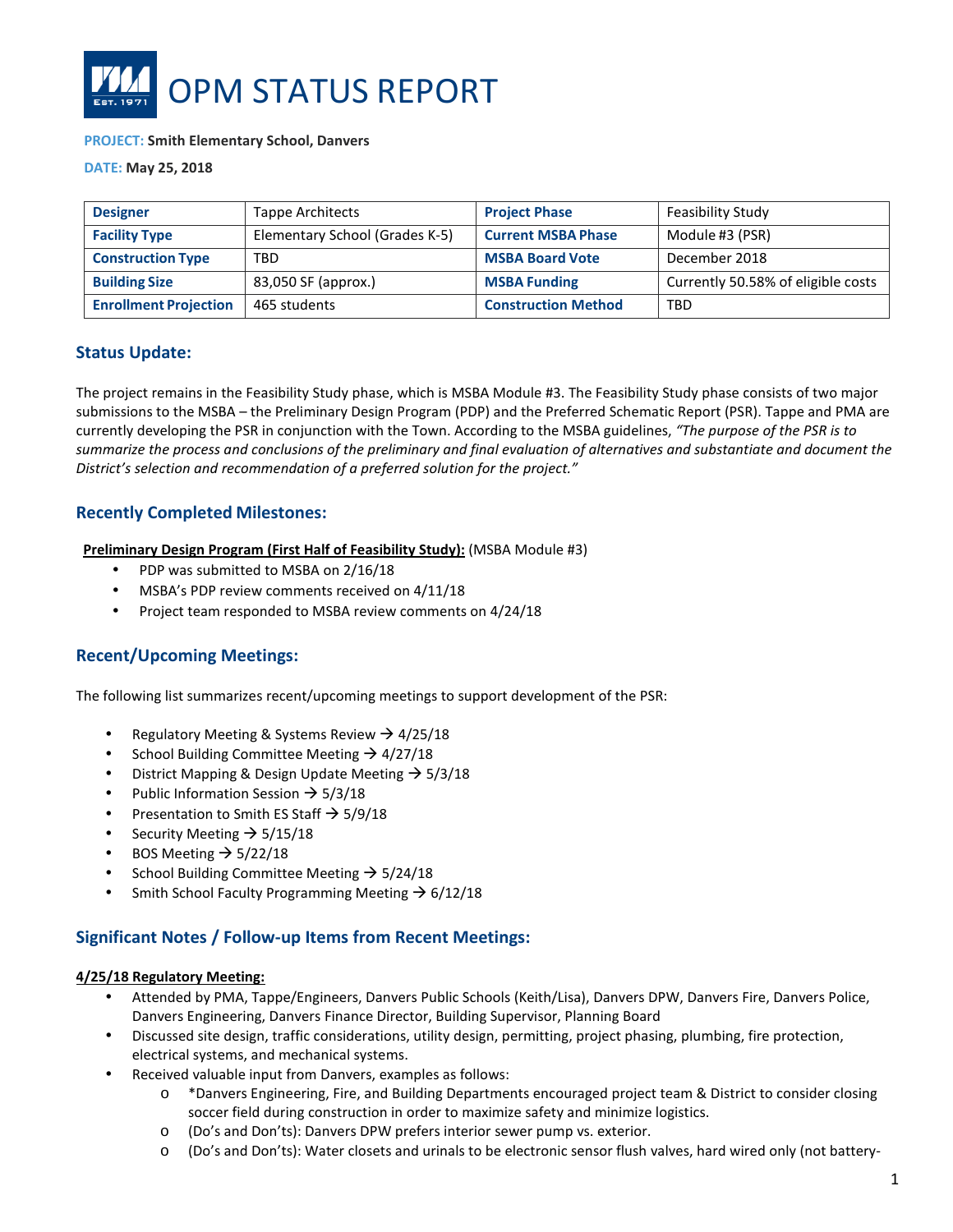# OPM STATUS REPORT

**PROJECT:** **Smith Elementary School, Danvers**

**DATE:** **May 25, 2018**

| Designer | Tappe Architects | Project Phase | Feasibility Study |
|---|---|---|---|
| Facility Type | Elementary School (Grades K-5) | Current MSBA Phase | Module #3 (PSR) |
| Construction Type | TBD | MSBA Board Vote | December 2018 |
| Building Size | 83,050 SF (approx.) | MSBA Funding | Currently 50.58% of eligible costs |
| Enrollment Projection | 465 students | Construction Method | TBD |

## Status Update:

The project remains in the Feasibility Study phase, which is MSBA Module #3. The Feasibility Study phase consists of two major submissions to the MSBA – the Preliminary Design Program (PDP) and the Preferred Schematic Report (PSR). Tappe and PMA are currently developing the PSR in conjunction with the Town. According to the MSBA guidelines, *"The purpose of the PSR is to summarize the process and conclusions of the preliminary and final evaluation of alternatives and substantiate and document the District's selection and recommendation of a preferred solution for the project."*

## Recently Completed Milestones:

**Preliminary Design Program (First Half of Feasibility Study):** (MSBA Module #3)

- PDP was submitted to MSBA on 2/16/18
- MSBA's PDP review comments received on 4/11/18
- Project team responded to MSBA review comments on 4/24/18

## Recent/Upcoming Meetings:

The following list summarizes recent/upcoming meetings to support development of the PSR:

- Regulatory Meeting & Systems Review → 4/25/18
- School Building Committee Meeting → 4/27/18
- District Mapping & Design Update Meeting → 5/3/18
- Public Information Session → 5/3/18
- Presentation to Smith ES Staff → 5/9/18
- Security Meeting → 5/15/18
- BOS Meeting → 5/22/18
- School Building Committee Meeting → 5/24/18
- Smith School Faculty Programming Meeting → 6/12/18

## Significant Notes / Follow-up Items from Recent Meetings:

**4/25/18 Regulatory Meeting:**

- Attended by PMA, Tappe/Engineers, Danvers Public Schools (Keith/Lisa), Danvers DPW, Danvers Fire, Danvers Police, Danvers Engineering, Danvers Finance Director, Building Supervisor, Planning Board
- Discussed site design, traffic considerations, utility design, permitting, project phasing, plumbing, fire protection, electrical systems, and mechanical systems.
- Received valuable input from Danvers, examples as follows:
  - *Danvers Engineering, Fire, and Building Departments encouraged project team & District to consider closing soccer field during construction in order to maximize safety and minimize logistics.
  - (Do's and Don'ts): Danvers DPW prefers interior sewer pump vs. exterior.
  - (Do's and Don'ts): Water closets and urinals to be electronic sensor flush valves, hard wired only (not battery-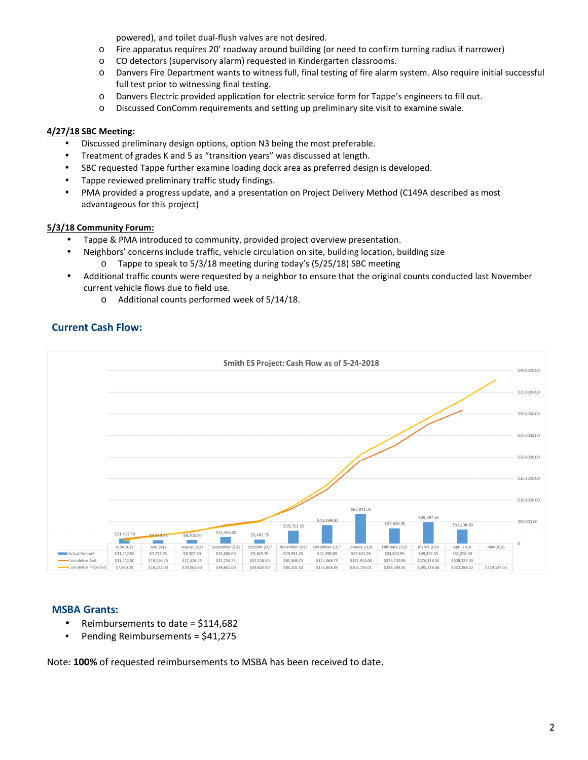powered), and toilet dual-flush valves are not desired.

- Fire apparatus requires 20' roadway around building (or need to confirm turning radius if narrower)
- CO detectors (supervisory alarm) requested in Kindergarten classrooms.
- Danvers Fire Department wants to witness full, final testing of fire alarm system. Also require initial successful full test prior to witnessing final testing.
- Danvers Electric provided application for electric service form for Tappe's engineers to fill out.
- Discussed ConComm requirements and setting up preliminary site visit to examine swale.

**4/27/18 SBC Meeting:**

- Discussed preliminary design options, option N3 being the most preferable.
- Treatment of grades K and 5 as "transition years" was discussed at length.
- SBC requested Tappe further examine loading dock area as preferred design is developed.
- Tappe reviewed preliminary traffic study findings.
- PMA provided a progress update, and a presentation on Project Delivery Method (C149A described as most advantageous for this project)

**5/3/18 Community Forum:**

- Tappe & PMA introduced to community, provided project overview presentation.
- Neighbors' concerns include traffic, vehicle circulation on site, building location, building size
  - Tappe to speak to 5/3/18 meeting during today's (5/25/18) SBC meeting
- Additional traffic counts were requested by a neighbor to ensure that the original counts conducted last November current vehicle flows due to field use.
  - Additional counts performed week of 5/14/18.

## Current Cash Flow:

Smith ES Project: Cash Flow as of 5-24-2018

$400,000.00
$350,000.00
$300,000.00
$250,000.00
$200,000.00
$150,000.00
$100,000.00
$50,000.00
$-

$11,412.50
$7,713.75
$8,302.50
$15,306.00
$9,483.75
$29,351.25
$42,499.00
$67,841.25
$34,820.95
$49,397.55
$32,208.90

June 2017, July 2017, August 2017, September 2017, October 2017, November 2017, December 2017, January 2018, February 2018, March 2018, April 2018, May 2018

Actual Amount: $11,412.50, $7,713.75, $8,302.50, $15,306.00, $9,483.75, $29,351.25, $42,499.00, $67,841.25, $34,820.95, $49,397.55, $32,208.90

Cumulative Amt: $11,412.50, $19,126.25, $27,428.75, $42,734.75, $52,218.50, $81,569.75, $124,068.75, $191,910.00, $226,730.95, $276,128.50, $308,337.40

Cumulative Projected: $7,930.00, $18,172.00, $29,062.00, $39,801.00, $49,820.00, $86,102.42, $134,858.84, $206,740.01, $248,589.35, $290,438.68, $332,288.02, $379,137.36

## MSBA Grants:

- Reimbursements to date = $114,682
- Pending Reimbursements = $41,275

Note: **100%** of requested reimbursements to MSBA has been received to date.